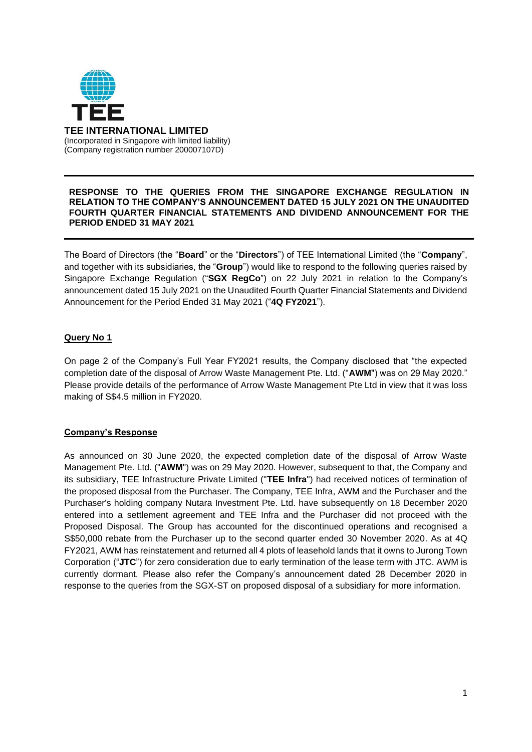**TEE INTERNATIONAL LIMITED**
(Incorporated in Singapore with limited liability)
(Company registration number 200007107D)

**RESPONSE TO THE QUERIES FROM THE SINGAPORE EXCHANGE REGULATION IN RELATION TO THE COMPANY'S ANNOUNCEMENT DATED 15 JULY 2021 ON THE UNAUDITED FOURTH QUARTER FINANCIAL STATEMENTS AND DIVIDEND ANNOUNCEMENT FOR THE PERIOD ENDED 31 MAY 2021**

The Board of Directors (the "**Board**" or the "**Directors**") of TEE International Limited (the "**Company**", and together with its subsidiaries, the "**Group**") would like to respond to the following queries raised by Singapore Exchange Regulation ("**SGX RegCo**") on 22 July 2021 in relation to the Company's announcement dated 15 July 2021 on the Unaudited Fourth Quarter Financial Statements and Dividend Announcement for the Period Ended 31 May 2021 ("**4Q FY2021**").

**Query No 1**

On page 2 of the Company's Full Year FY2021 results, the Company disclosed that "the expected completion date of the disposal of Arrow Waste Management Pte. Ltd. ("**AWM**") was on 29 May 2020." Please provide details of the performance of Arrow Waste Management Pte Ltd in view that it was loss making of S$4.5 million in FY2020.

**Company's Response**

As announced on 30 June 2020, the expected completion date of the disposal of Arrow Waste Management Pte. Ltd. ("**AWM**") was on 29 May 2020. However, subsequent to that, the Company and its subsidiary, TEE Infrastructure Private Limited ("**TEE Infra**") had received notices of termination of the proposed disposal from the Purchaser. The Company, TEE Infra, AWM and the Purchaser and the Purchaser's holding company Nutara Investment Pte. Ltd. have subsequently on 18 December 2020 entered into a settlement agreement and TEE Infra and the Purchaser did not proceed with the Proposed Disposal. The Group has accounted for the discontinued operations and recognised a S$50,000 rebate from the Purchaser up to the second quarter ended 30 November 2020. As at 4Q FY2021, AWM has reinstatement and returned all 4 plots of leasehold lands that it owns to Jurong Town Corporation ("**JTC**") for zero consideration due to early termination of the lease term with JTC. AWM is currently dormant. Please also refer the Company's announcement dated 28 December 2020 in response to the queries from the SGX-ST on proposed disposal of a subsidiary for more information.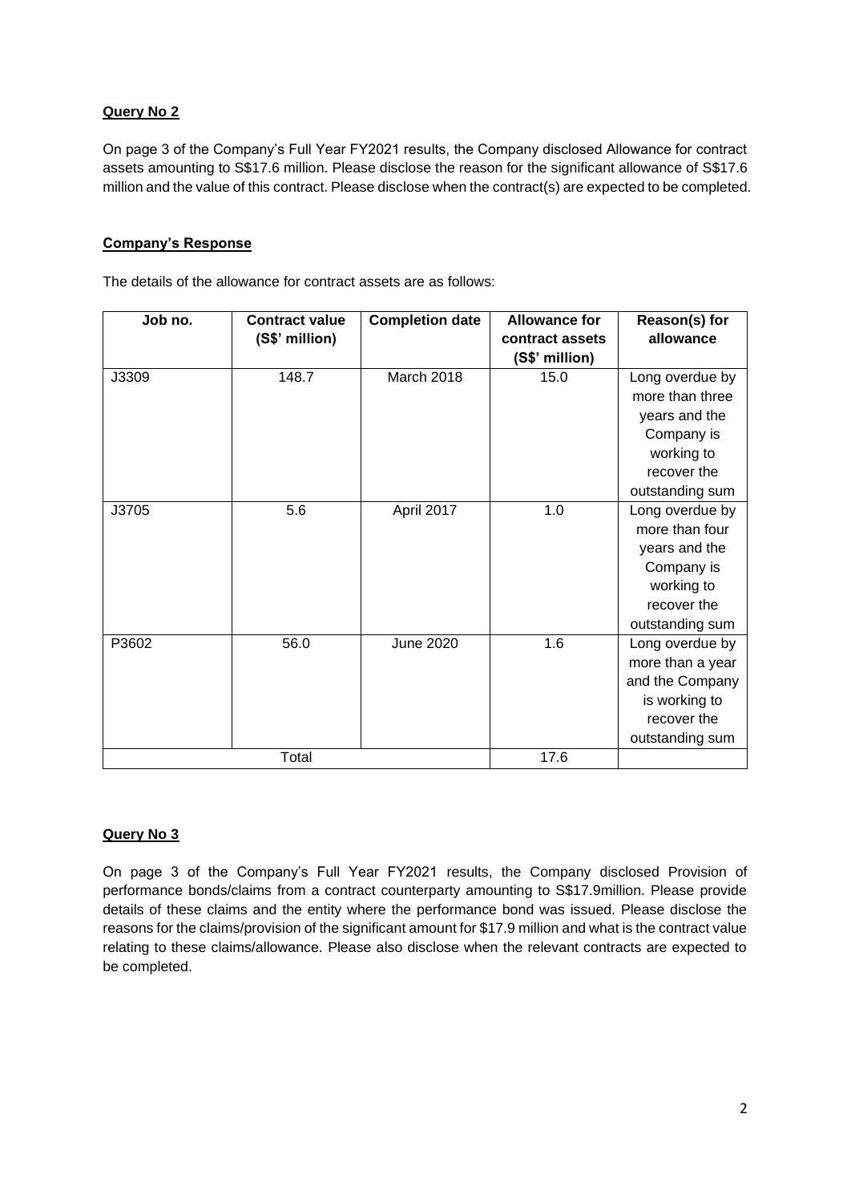**Query No 2**

On page 3 of the Company's Full Year FY2021 results, the Company disclosed Allowance for contract assets amounting to S$17.6 million. Please disclose the reason for the significant allowance of S$17.6 million and the value of this contract. Please disclose when the contract(s) are expected to be completed.

**Company's Response**

The details of the allowance for contract assets are as follows:

| Job no. | Contract value (S$' million) | Completion date | Allowance for contract assets (S$' million) | Reason(s) for allowance |
|---|---|---|---|---|
| J3309 | 148.7 | March 2018 | 15.0 | Long overdue by more than three years and the Company is working to recover the outstanding sum |
| J3705 | 5.6 | April 2017 | 1.0 | Long overdue by more than four years and the Company is working to recover the outstanding sum |
| P3602 | 56.0 | June 2020 | 1.6 | Long overdue by more than a year and the Company is working to recover the outstanding sum |
| Total | | | 17.6 | |

**Query No 3**

On page 3 of the Company's Full Year FY2021 results, the Company disclosed Provision of performance bonds/claims from a contract counterparty amounting to S$17.9million. Please provide details of these claims and the entity where the performance bond was issued. Please disclose the reasons for the claims/provision of the significant amount for $17.9 million and what is the contract value relating to these claims/allowance. Please also disclose when the relevant contracts are expected to be completed.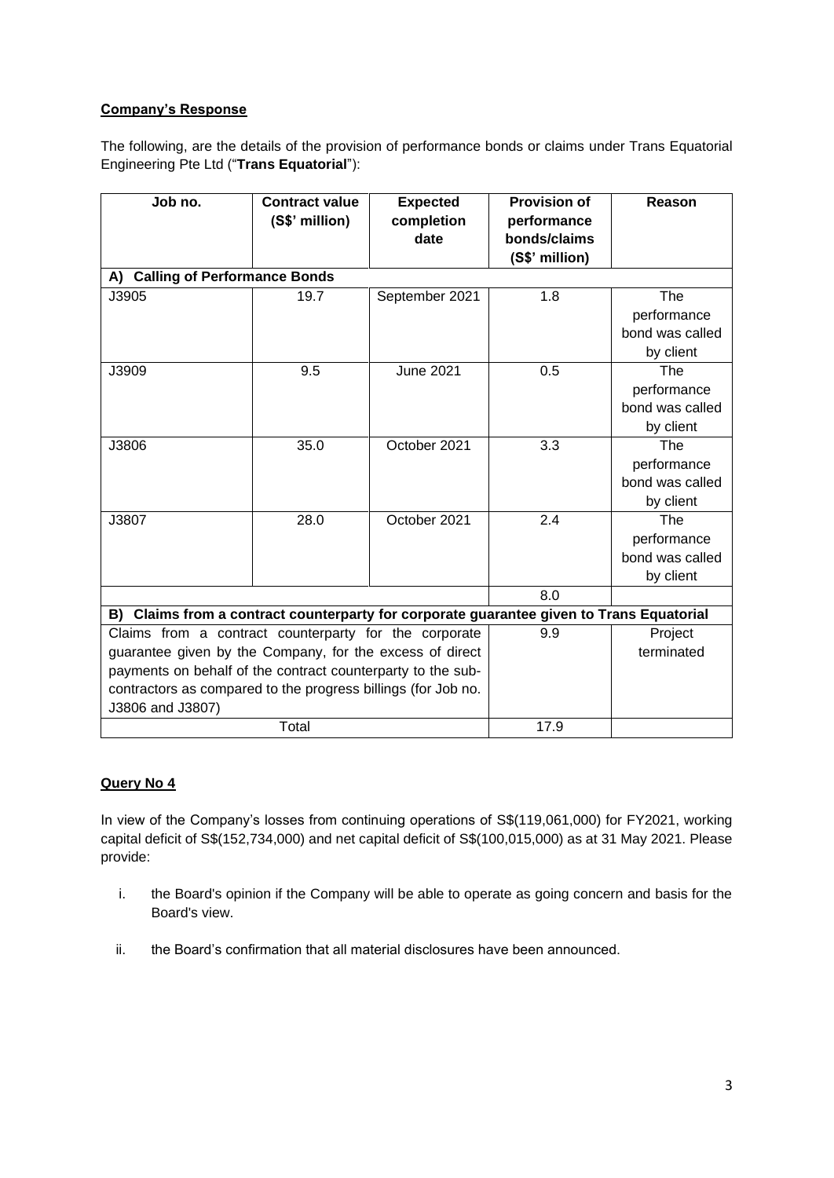**Company's Response**

The following, are the details of the provision of performance bonds or claims under Trans Equatorial Engineering Pte Ltd ("**Trans Equatorial**"):

| Job no. | Contract value (S$' million) | Expected completion date | Provision of performance bonds/claims (S$' million) | Reason |
|---|---|---|---|---|
| **A) Calling of Performance Bonds** | | | | |
| J3905 | 19.7 | September 2021 | 1.8 | The performance bond was called by client |
| J3909 | 9.5 | June 2021 | 0.5 | The performance bond was called by client |
| J3806 | 35.0 | October 2021 | 3.3 | The performance bond was called by client |
| J3807 | 28.0 | October 2021 | 2.4 | The performance bond was called by client |
| | | | 8.0 | |
| **B) Claims from a contract counterparty for corporate guarantee given to Trans Equatorial** | | | | |
| Claims from a contract counterparty for the corporate guarantee given by the Company, for the excess of direct payments on behalf of the contract counterparty to the sub-contractors as compared to the progress billings (for Job no. J3806 and J3807) | | | 9.9 | Project terminated |
| Total | | | 17.9 | |

**Query No 4**

In view of the Company's losses from continuing operations of S$(119,061,000) for FY2021, working capital deficit of S$(152,734,000) and net capital deficit of S$(100,015,000) as at 31 May 2021. Please provide:

i. the Board's opinion if the Company will be able to operate as going concern and basis for the Board's view.

ii. the Board's confirmation that all material disclosures have been announced.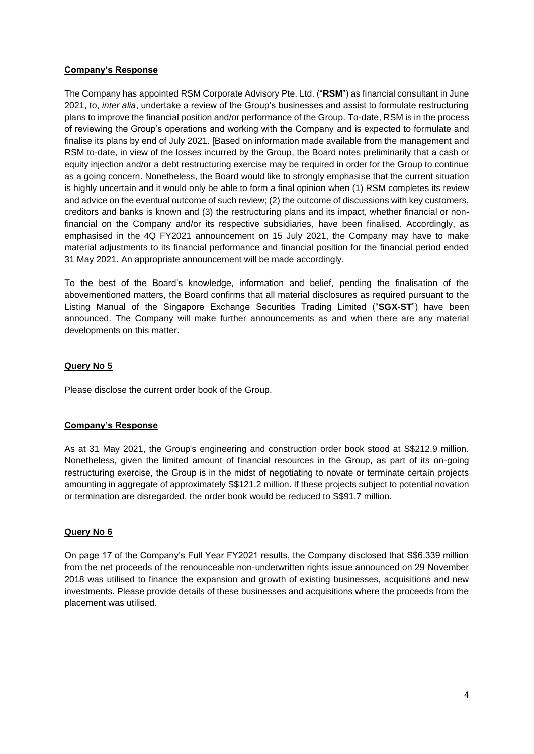**Company's Response**

The Company has appointed RSM Corporate Advisory Pte. Ltd. ("**RSM**") as financial consultant in June 2021, to, *inter alia*, undertake a review of the Group's businesses and assist to formulate restructuring plans to improve the financial position and/or performance of the Group. To-date, RSM is in the process of reviewing the Group's operations and working with the Company and is expected to formulate and finalise its plans by end of July 2021. [Based on information made available from the management and RSM to-date, in view of the losses incurred by the Group, the Board notes preliminarily that a cash or equity injection and/or a debt restructuring exercise may be required in order for the Group to continue as a going concern. Nonetheless, the Board would like to strongly emphasise that the current situation is highly uncertain and it would only be able to form a final opinion when (1) RSM completes its review and advice on the eventual outcome of such review; (2) the outcome of discussions with key customers, creditors and banks is known and (3) the restructuring plans and its impact, whether financial or non-financial on the Company and/or its respective subsidiaries, have been finalised. Accordingly, as emphasised in the 4Q FY2021 announcement on 15 July 2021, the Company may have to make material adjustments to its financial performance and financial position for the financial period ended 31 May 2021. An appropriate announcement will be made accordingly.

To the best of the Board's knowledge, information and belief, pending the finalisation of the abovementioned matters, the Board confirms that all material disclosures as required pursuant to the Listing Manual of the Singapore Exchange Securities Trading Limited ("**SGX-ST**") have been announced. The Company will make further announcements as and when there are any material developments on this matter.

**Query No 5**

Please disclose the current order book of the Group.

**Company's Response**

As at 31 May 2021, the Group's engineering and construction order book stood at S$212.9 million. Nonetheless, given the limited amount of financial resources in the Group, as part of its on-going restructuring exercise, the Group is in the midst of negotiating to novate or terminate certain projects amounting in aggregate of approximately S$121.2 million. If these projects subject to potential novation or termination are disregarded, the order book would be reduced to S$91.7 million.

**Query No 6**

On page 17 of the Company's Full Year FY2021 results, the Company disclosed that S$6.339 million from the net proceeds of the renounceable non-underwritten rights issue announced on 29 November 2018 was utilised to finance the expansion and growth of existing businesses, acquisitions and new investments. Please provide details of these businesses and acquisitions where the proceeds from the placement was utilised.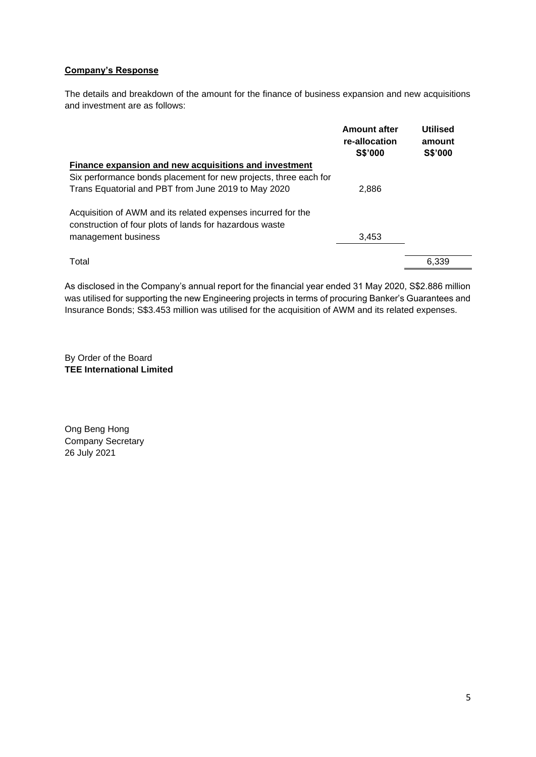**Company's Response**

The details and breakdown of the amount for the finance of business expansion and new acquisitions and investment are as follows:

| | Amount after re-allocation S\$'000 | Utilised amount S\$'000 |
|---|---|---|
| **Finance expansion and new acquisitions and investment** | | |
| Six performance bonds placement for new projects, three each for Trans Equatorial and PBT from June 2019 to May 2020 | 2,886 | |
| Acquisition of AWM and its related expenses incurred for the construction of four plots of lands for hazardous waste management business | 3,453 | |
| Total | | 6,339 |

As disclosed in the Company's annual report for the financial year ended 31 May 2020, S\$2.886 million was utilised for supporting the new Engineering projects in terms of procuring Banker's Guarantees and Insurance Bonds; S\$3.453 million was utilised for the acquisition of AWM and its related expenses.

By Order of the Board
**TEE International Limited**

Ong Beng Hong
Company Secretary
26 July 2021